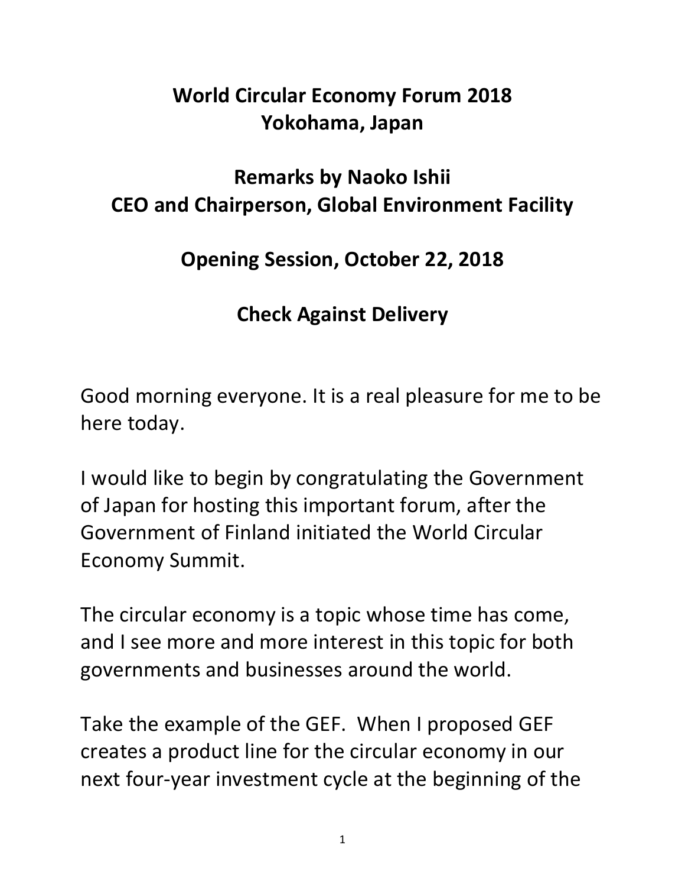# World Circular Economy Forum 2018
# Yokohama, Japan

## Remarks by Naoko Ishii
## CEO and Chairperson, Global Environment Facility

## Opening Session, October 22, 2018

## Check Against Delivery

Good morning everyone. It is a real pleasure for me to be here today.

I would like to begin by congratulating the Government of Japan for hosting this important forum, after the Government of Finland initiated the World Circular Economy Summit.

The circular economy is a topic whose time has come, and I see more and more interest in this topic for both governments and businesses around the world.

Take the example of the GEF. When I proposed GEF creates a product line for the circular economy in our next four-year investment cycle at the beginning of the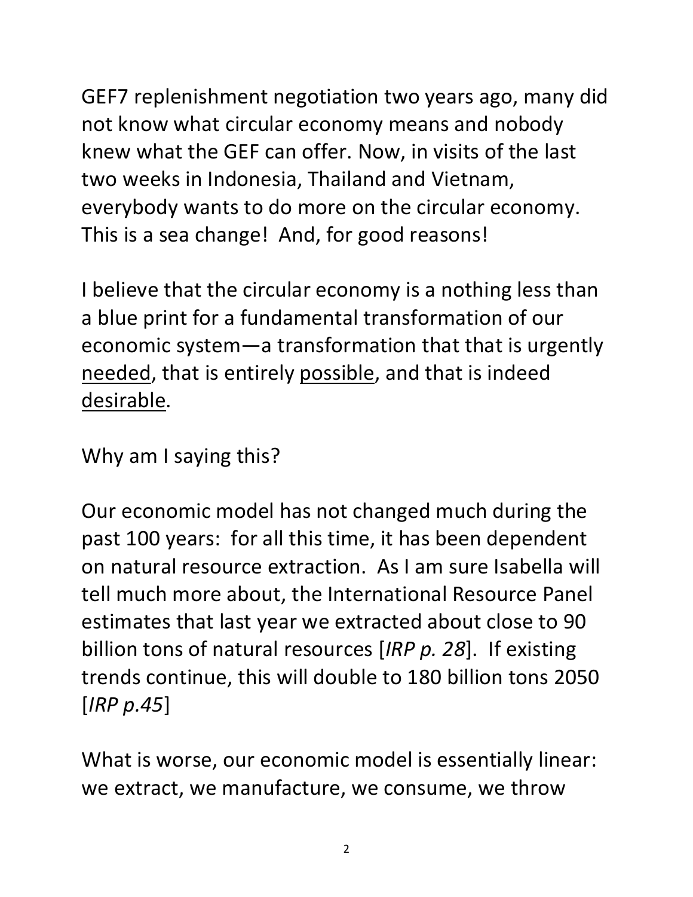GEF7 replenishment negotiation two years ago, many did not know what circular economy means and nobody knew what the GEF can offer. Now, in visits of the last two weeks in Indonesia, Thailand and Vietnam, everybody wants to do more on the circular economy. This is a sea change! And, for good reasons!

I believe that the circular economy is a nothing less than a blue print for a fundamental transformation of our economic system—a transformation that that is urgently <u>needed</u>, that is entirely <u>possible</u>, and that is indeed <u>desirable</u>.

Why am I saying this?

Our economic model has not changed much during the past 100 years: for all this time, it has been dependent on natural resource extraction. As I am sure Isabella will tell much more about, the International Resource Panel estimates that last year we extracted about close to 90 billion tons of natural resources [*IRP p. 28*]. If existing trends continue, this will double to 180 billion tons 2050 [*IRP p.45*]

What is worse, our economic model is essentially linear: we extract, we manufacture, we consume, we throw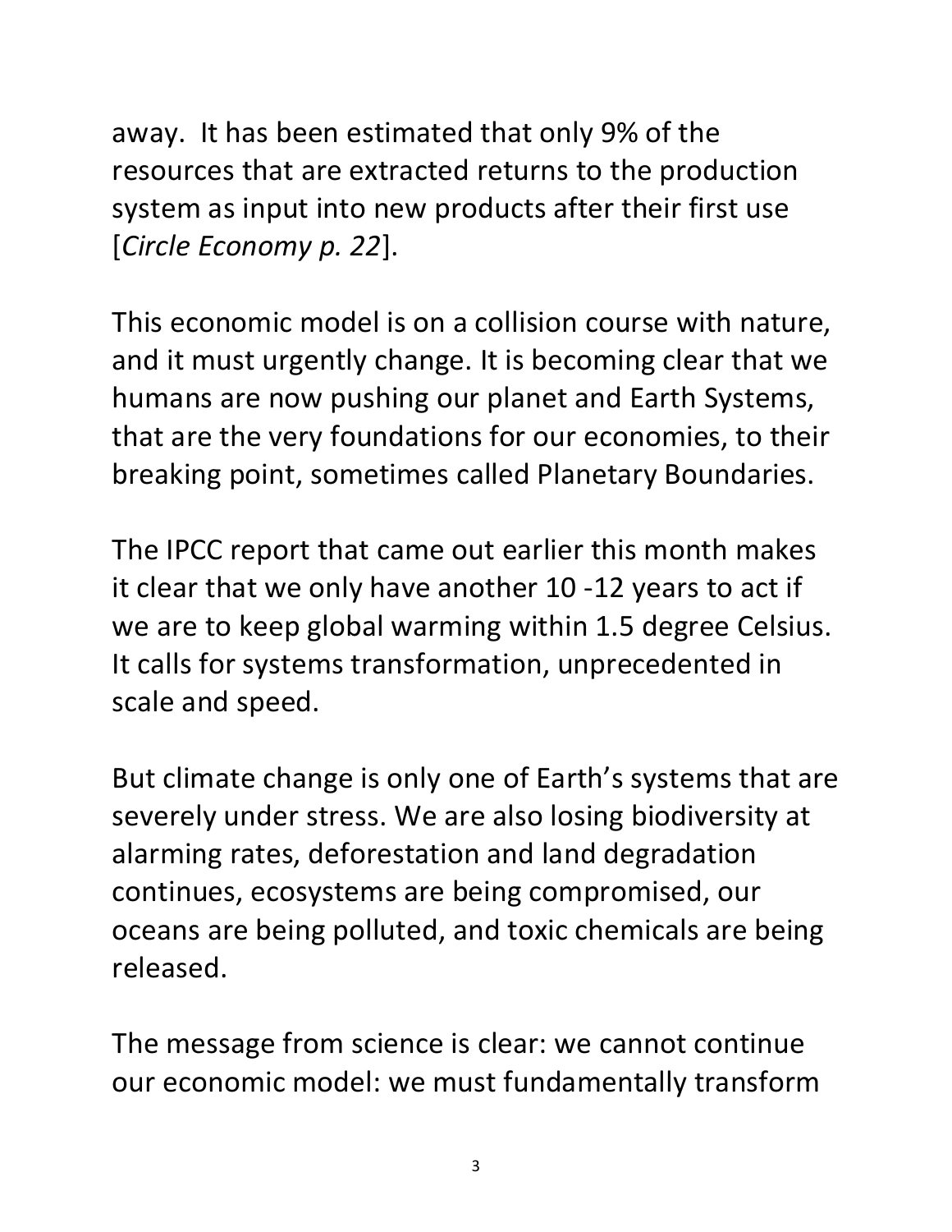away. It has been estimated that only 9% of the resources that are extracted returns to the production system as input into new products after their first use [*Circle Economy p. 22*].

This economic model is on a collision course with nature, and it must urgently change. It is becoming clear that we humans are now pushing our planet and Earth Systems, that are the very foundations for our economies, to their breaking point, sometimes called Planetary Boundaries.

The IPCC report that came out earlier this month makes it clear that we only have another 10 -12 years to act if we are to keep global warming within 1.5 degree Celsius. It calls for systems transformation, unprecedented in scale and speed.

But climate change is only one of Earth's systems that are severely under stress. We are also losing biodiversity at alarming rates, deforestation and land degradation continues, ecosystems are being compromised, our oceans are being polluted, and toxic chemicals are being released.

The message from science is clear: we cannot continue our economic model: we must fundamentally transform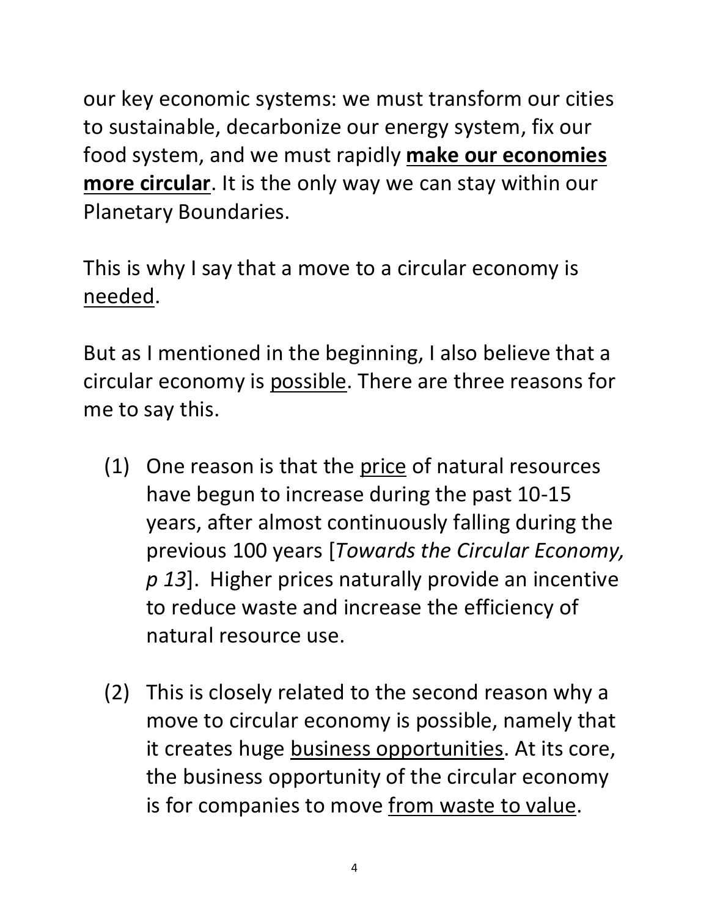our key economic systems: we must transform our cities to sustainable, decarbonize our energy system, fix our food system, and we must rapidly <u>**make our economies more circular**</u>. It is the only way we can stay within our Planetary Boundaries.

This is why I say that a move to a circular economy is <u>needed</u>.

But as I mentioned in the beginning, I also believe that a circular economy is <u>possible</u>. There are three reasons for me to say this.

(1) One reason is that the <u>price</u> of natural resources have begun to increase during the past 10-15 years, after almost continuously falling during the previous 100 years [*Towards the Circular Economy, p 13*]. Higher prices naturally provide an incentive to reduce waste and increase the efficiency of natural resource use.

(2) This is closely related to the second reason why a move to circular economy is possible, namely that it creates huge <u>business opportunities</u>. At its core, the business opportunity of the circular economy is for companies to move <u>from waste to value</u>.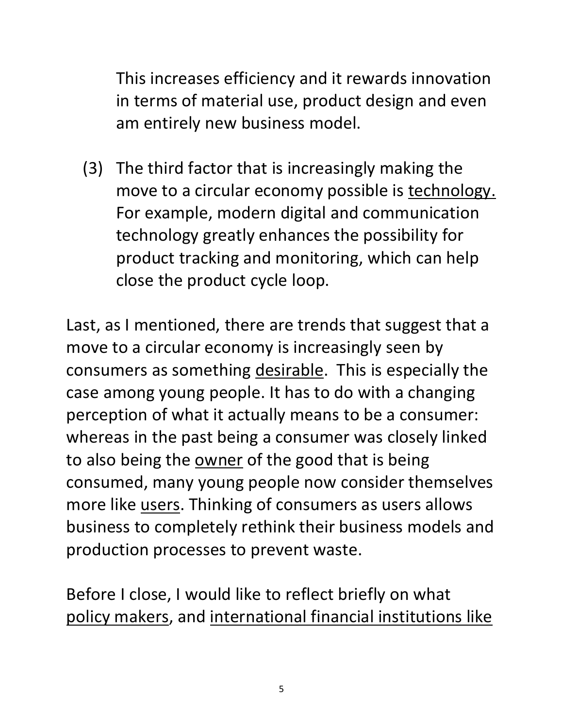This increases efficiency and it rewards innovation in terms of material use, product design and even am entirely new business model.

(3) The third factor that is increasingly making the move to a circular economy possible is <u>technology.</u> For example, modern digital and communication technology greatly enhances the possibility for product tracking and monitoring, which can help close the product cycle loop.

Last, as I mentioned, there are trends that suggest that a move to a circular economy is increasingly seen by consumers as something <u>desirable</u>. This is especially the case among young people. It has to do with a changing perception of what it actually means to be a consumer: whereas in the past being a consumer was closely linked to also being the <u>owner</u> of the good that is being consumed, many young people now consider themselves more like <u>users</u>. Thinking of consumers as users allows business to completely rethink their business models and production processes to prevent waste.

Before I close, I would like to reflect briefly on what <u>policy makers</u>, and <u>international financial institutions like</u>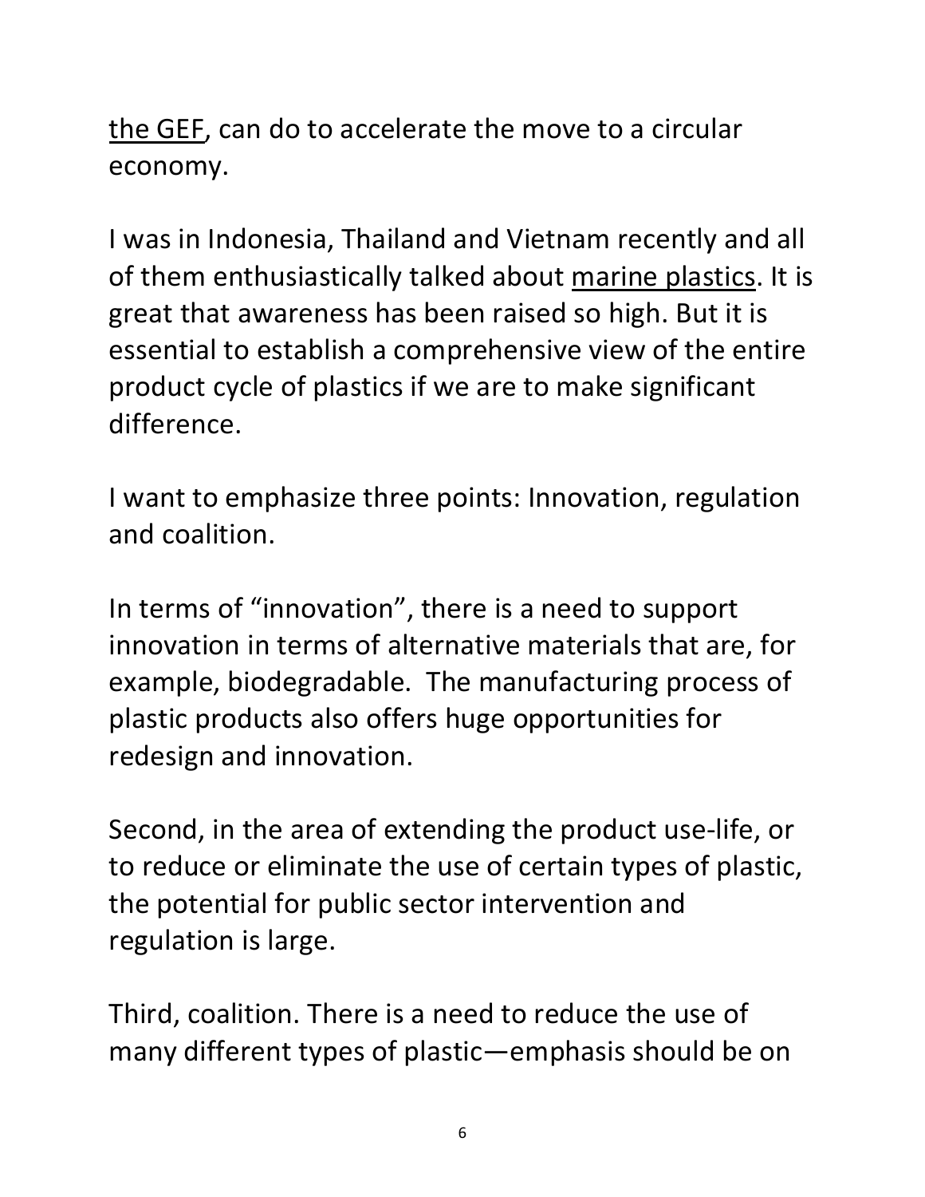<u>the GEF</u>, can do to accelerate the move to a circular economy.

I was in Indonesia, Thailand and Vietnam recently and all of them enthusiastically talked about <u>marine plastics</u>. It is great that awareness has been raised so high. But it is essential to establish a comprehensive view of the entire product cycle of plastics if we are to make significant difference.

I want to emphasize three points: Innovation, regulation and coalition.

In terms of "innovation", there is a need to support innovation in terms of alternative materials that are, for example, biodegradable. The manufacturing process of plastic products also offers huge opportunities for redesign and innovation.

Second, in the area of extending the product use-life, or to reduce or eliminate the use of certain types of plastic, the potential for public sector intervention and regulation is large.

Third, coalition. There is a need to reduce the use of many different types of plastic—emphasis should be on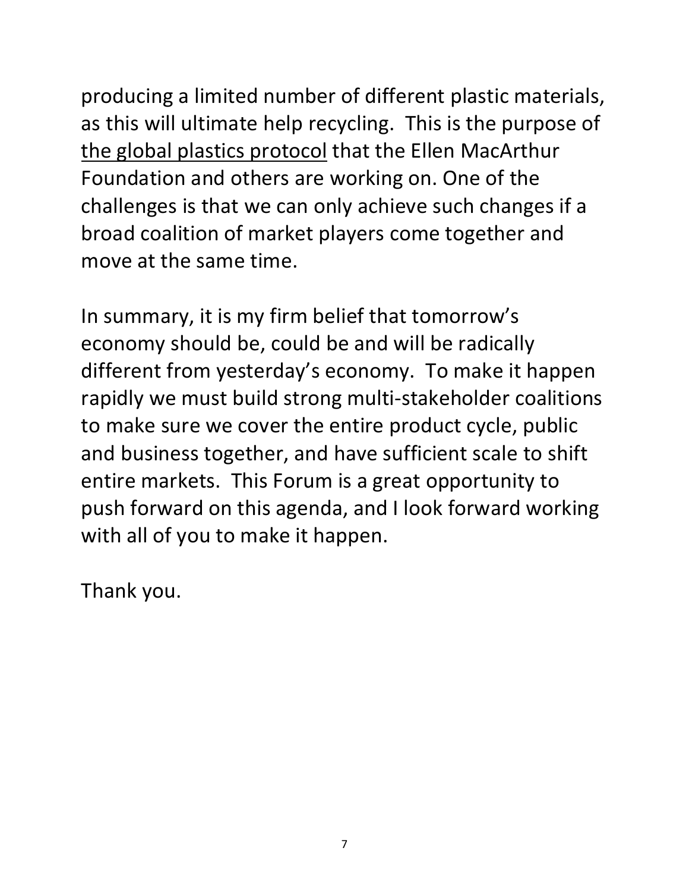producing a limited number of different plastic materials, as this will ultimate help recycling. This is the purpose of the global plastics protocol that the Ellen MacArthur Foundation and others are working on. One of the challenges is that we can only achieve such changes if a broad coalition of market players come together and move at the same time.

In summary, it is my firm belief that tomorrow's economy should be, could be and will be radically different from yesterday's economy. To make it happen rapidly we must build strong multi-stakeholder coalitions to make sure we cover the entire product cycle, public and business together, and have sufficient scale to shift entire markets. This Forum is a great opportunity to push forward on this agenda, and I look forward working with all of you to make it happen.

Thank you.